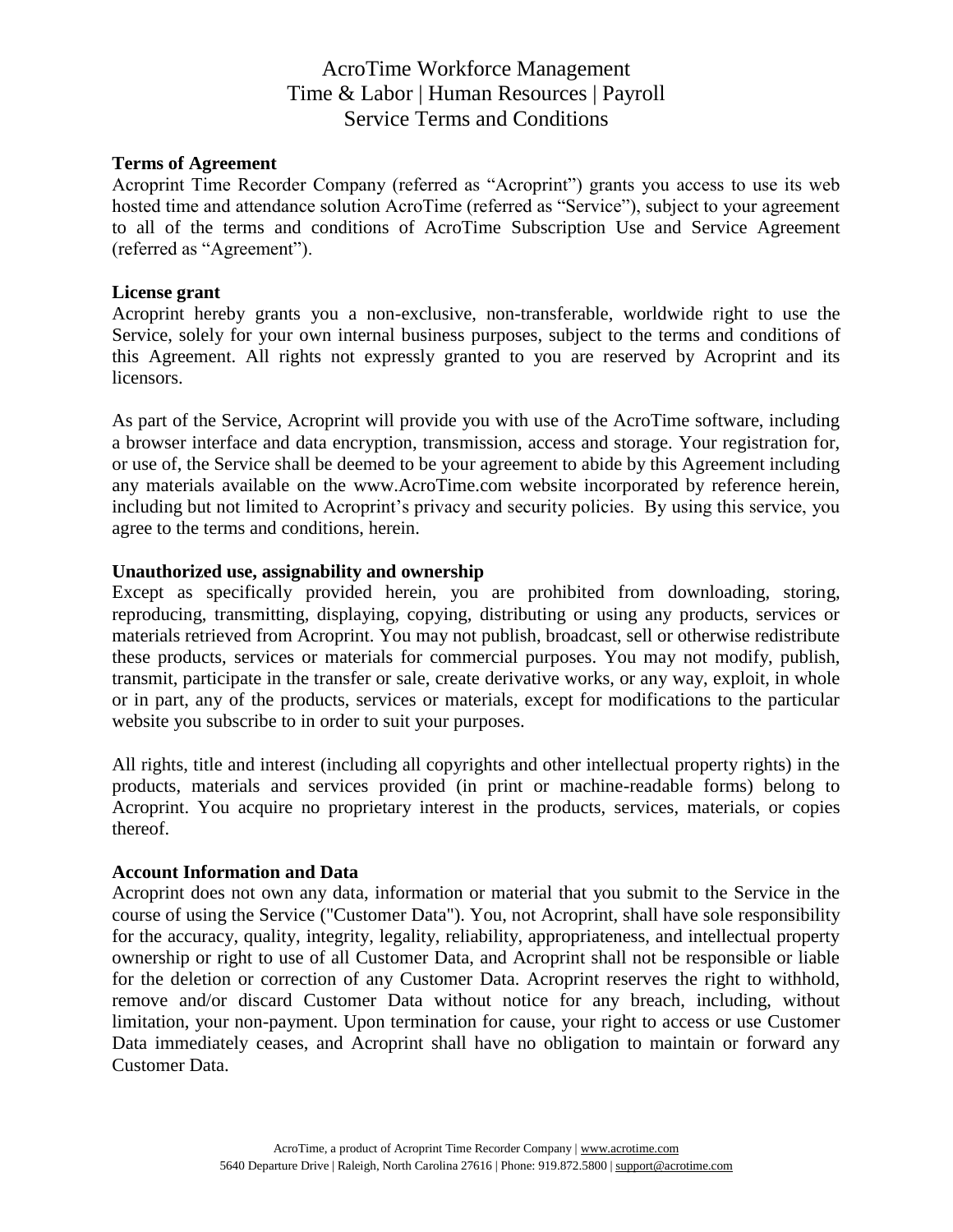# AcroTime Workforce Management
# Time & Labor | Human Resources | Payroll
# Service Terms and Conditions

**Terms of Agreement**

Acroprint Time Recorder Company (referred as "Acroprint") grants you access to use its web hosted time and attendance solution AcroTime (referred as "Service"), subject to your agreement to all of the terms and conditions of AcroTime Subscription Use and Service Agreement (referred as "Agreement").

**License grant**

Acroprint hereby grants you a non-exclusive, non-transferable, worldwide right to use the Service, solely for your own internal business purposes, subject to the terms and conditions of this Agreement. All rights not expressly granted to you are reserved by Acroprint and its licensors.

As part of the Service, Acroprint will provide you with use of the AcroTime software, including a browser interface and data encryption, transmission, access and storage. Your registration for, or use of, the Service shall be deemed to be your agreement to abide by this Agreement including any materials available on the www.AcroTime.com website incorporated by reference herein, including but not limited to Acroprint's privacy and security policies. By using this service, you agree to the terms and conditions, herein.

**Unauthorized use, assignability and ownership**

Except as specifically provided herein, you are prohibited from downloading, storing, reproducing, transmitting, displaying, copying, distributing or using any products, services or materials retrieved from Acroprint. You may not publish, broadcast, sell or otherwise redistribute these products, services or materials for commercial purposes. You may not modify, publish, transmit, participate in the transfer or sale, create derivative works, or any way, exploit, in whole or in part, any of the products, services or materials, except for modifications to the particular website you subscribe to in order to suit your purposes.

All rights, title and interest (including all copyrights and other intellectual property rights) in the products, materials and services provided (in print or machine-readable forms) belong to Acroprint. You acquire no proprietary interest in the products, services, materials, or copies thereof.

**Account Information and Data**

Acroprint does not own any data, information or material that you submit to the Service in the course of using the Service ("Customer Data"). You, not Acroprint, shall have sole responsibility for the accuracy, quality, integrity, legality, reliability, appropriateness, and intellectual property ownership or right to use of all Customer Data, and Acroprint shall not be responsible or liable for the deletion or correction of any Customer Data. Acroprint reserves the right to withhold, remove and/or discard Customer Data without notice for any breach, including, without limitation, your non-payment. Upon termination for cause, your right to access or use Customer Data immediately ceases, and Acroprint shall have no obligation to maintain or forward any Customer Data.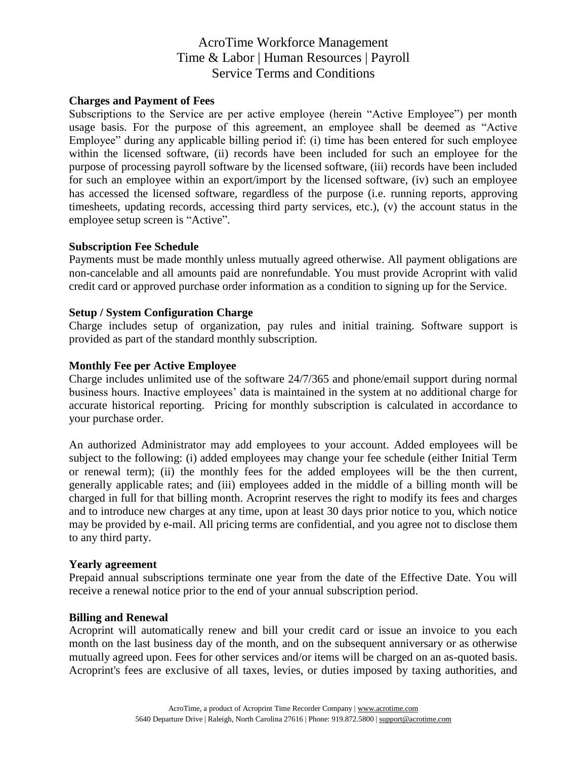# AcroTime Workforce Management
# Time & Labor | Human Resources | Payroll
# Service Terms and Conditions

**Charges and Payment of Fees**

Subscriptions to the Service are per active employee (herein "Active Employee") per month usage basis. For the purpose of this agreement, an employee shall be deemed as "Active Employee" during any applicable billing period if: (i) time has been entered for such employee within the licensed software, (ii) records have been included for such an employee for the purpose of processing payroll software by the licensed software, (iii) records have been included for such an employee within an export/import by the licensed software, (iv) such an employee has accessed the licensed software, regardless of the purpose (i.e. running reports, approving timesheets, updating records, accessing third party services, etc.), (v) the account status in the employee setup screen is "Active".

**Subscription Fee Schedule**

Payments must be made monthly unless mutually agreed otherwise. All payment obligations are non-cancelable and all amounts paid are nonrefundable. You must provide Acroprint with valid credit card or approved purchase order information as a condition to signing up for the Service.

**Setup / System Configuration Charge**

Charge includes setup of organization, pay rules and initial training. Software support is provided as part of the standard monthly subscription.

**Monthly Fee per Active Employee**

Charge includes unlimited use of the software 24/7/365 and phone/email support during normal business hours. Inactive employees' data is maintained in the system at no additional charge for accurate historical reporting. Pricing for monthly subscription is calculated in accordance to your purchase order.

An authorized Administrator may add employees to your account. Added employees will be subject to the following: (i) added employees may change your fee schedule (either Initial Term or renewal term); (ii) the monthly fees for the added employees will be the then current, generally applicable rates; and (iii) employees added in the middle of a billing month will be charged in full for that billing month. Acroprint reserves the right to modify its fees and charges and to introduce new charges at any time, upon at least 30 days prior notice to you, which notice may be provided by e-mail. All pricing terms are confidential, and you agree not to disclose them to any third party.

**Yearly agreement**

Prepaid annual subscriptions terminate one year from the date of the Effective Date. You will receive a renewal notice prior to the end of your annual subscription period.

**Billing and Renewal**

Acroprint will automatically renew and bill your credit card or issue an invoice to you each month on the last business day of the month, and on the subsequent anniversary or as otherwise mutually agreed upon. Fees for other services and/or items will be charged on an as-quoted basis. Acroprint's fees are exclusive of all taxes, levies, or duties imposed by taxing authorities, and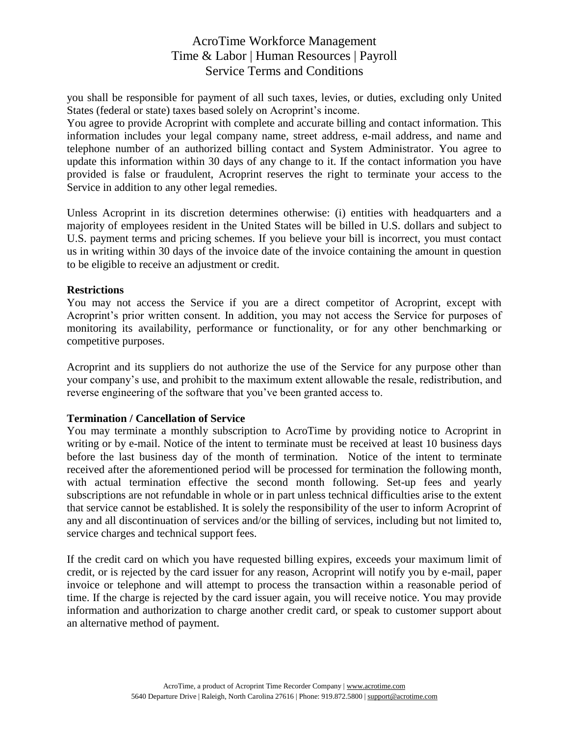you shall be responsible for payment of all such taxes, levies, or duties, excluding only United States (federal or state) taxes based solely on Acroprint's income.

You agree to provide Acroprint with complete and accurate billing and contact information. This information includes your legal company name, street address, e-mail address, and name and telephone number of an authorized billing contact and System Administrator. You agree to update this information within 30 days of any change to it. If the contact information you have provided is false or fraudulent, Acroprint reserves the right to terminate your access to the Service in addition to any other legal remedies.

Unless Acroprint in its discretion determines otherwise: (i) entities with headquarters and a majority of employees resident in the United States will be billed in U.S. dollars and subject to U.S. payment terms and pricing schemes. If you believe your bill is incorrect, you must contact us in writing within 30 days of the invoice date of the invoice containing the amount in question to be eligible to receive an adjustment or credit.

**Restrictions**

You may not access the Service if you are a direct competitor of Acroprint, except with Acroprint's prior written consent. In addition, you may not access the Service for purposes of monitoring its availability, performance or functionality, or for any other benchmarking or competitive purposes.

Acroprint and its suppliers do not authorize the use of the Service for any purpose other than your company's use, and prohibit to the maximum extent allowable the resale, redistribution, and reverse engineering of the software that you've been granted access to.

**Termination / Cancellation of Service**

You may terminate a monthly subscription to AcroTime by providing notice to Acroprint in writing or by e-mail. Notice of the intent to terminate must be received at least 10 business days before the last business day of the month of termination. Notice of the intent to terminate received after the aforementioned period will be processed for termination the following month, with actual termination effective the second month following. Set-up fees and yearly subscriptions are not refundable in whole or in part unless technical difficulties arise to the extent that service cannot be established. It is solely the responsibility of the user to inform Acroprint of any and all discontinuation of services and/or the billing of services, including but not limited to, service charges and technical support fees.

If the credit card on which you have requested billing expires, exceeds your maximum limit of credit, or is rejected by the card issuer for any reason, Acroprint will notify you by e-mail, paper invoice or telephone and will attempt to process the transaction within a reasonable period of time. If the charge is rejected by the card issuer again, you will receive notice. You may provide information and authorization to charge another credit card, or speak to customer support about an alternative method of payment.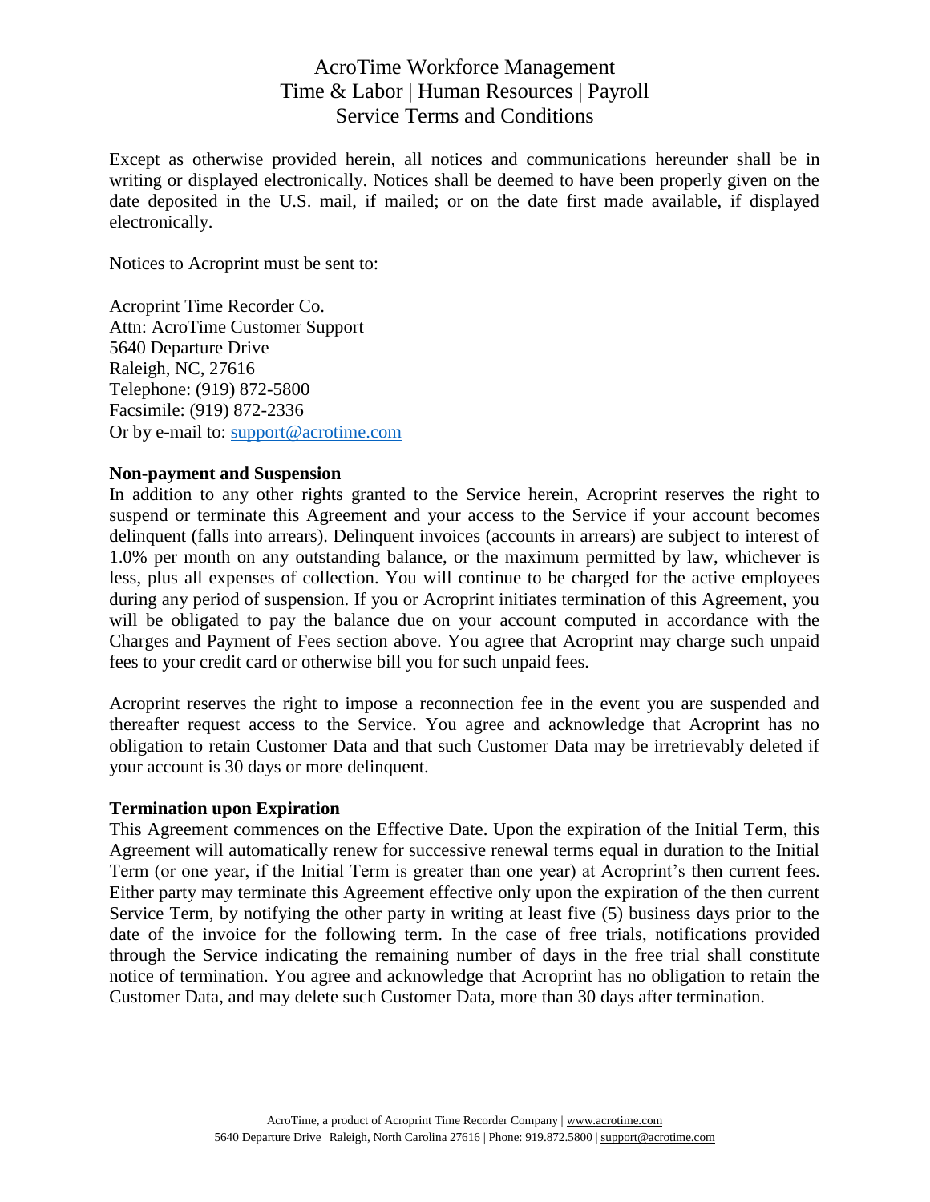Except as otherwise provided herein, all notices and communications hereunder shall be in writing or displayed electronically. Notices shall be deemed to have been properly given on the date deposited in the U.S. mail, if mailed; or on the date first made available, if displayed electronically.

Notices to Acroprint must be sent to:

Acroprint Time Recorder Co.
Attn: AcroTime Customer Support
5640 Departure Drive
Raleigh, NC, 27616
Telephone: (919) 872-5800
Facsimile: (919) 872-2336
Or by e-mail to: support@acrotime.com

**Non-payment and Suspension**
In addition to any other rights granted to the Service herein, Acroprint reserves the right to suspend or terminate this Agreement and your access to the Service if your account becomes delinquent (falls into arrears). Delinquent invoices (accounts in arrears) are subject to interest of 1.0% per month on any outstanding balance, or the maximum permitted by law, whichever is less, plus all expenses of collection. You will continue to be charged for the active employees during any period of suspension. If you or Acroprint initiates termination of this Agreement, you will be obligated to pay the balance due on your account computed in accordance with the Charges and Payment of Fees section above. You agree that Acroprint may charge such unpaid fees to your credit card or otherwise bill you for such unpaid fees.

Acroprint reserves the right to impose a reconnection fee in the event you are suspended and thereafter request access to the Service. You agree and acknowledge that Acroprint has no obligation to retain Customer Data and that such Customer Data may be irretrievably deleted if your account is 30 days or more delinquent.

**Termination upon Expiration**
This Agreement commences on the Effective Date. Upon the expiration of the Initial Term, this Agreement will automatically renew for successive renewal terms equal in duration to the Initial Term (or one year, if the Initial Term is greater than one year) at Acroprint's then current fees. Either party may terminate this Agreement effective only upon the expiration of the then current Service Term, by notifying the other party in writing at least five (5) business days prior to the date of the invoice for the following term. In the case of free trials, notifications provided through the Service indicating the remaining number of days in the free trial shall constitute notice of termination. You agree and acknowledge that Acroprint has no obligation to retain the Customer Data, and may delete such Customer Data, more than 30 days after termination.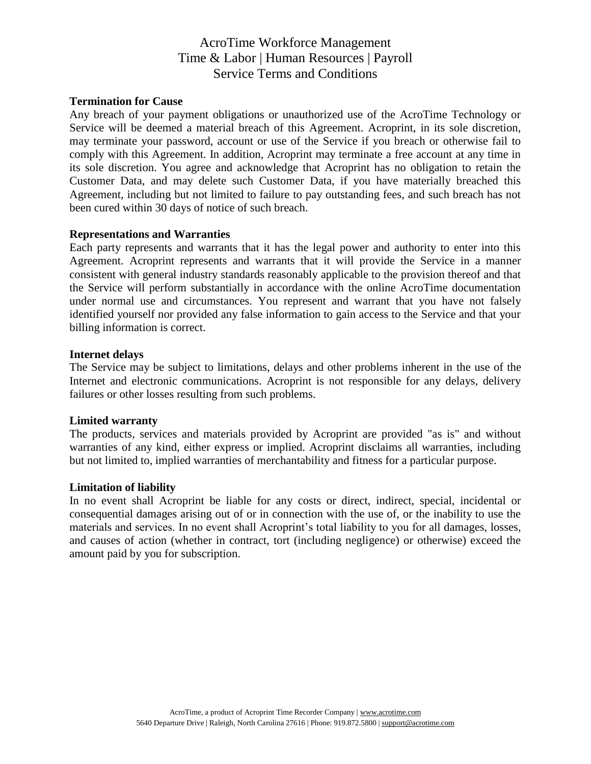AcroTime Workforce Management
Time & Labor | Human Resources | Payroll
Service Terms and Conditions

**Termination for Cause**

Any breach of your payment obligations or unauthorized use of the AcroTime Technology or Service will be deemed a material breach of this Agreement. Acroprint, in its sole discretion, may terminate your password, account or use of the Service if you breach or otherwise fail to comply with this Agreement. In addition, Acroprint may terminate a free account at any time in its sole discretion. You agree and acknowledge that Acroprint has no obligation to retain the Customer Data, and may delete such Customer Data, if you have materially breached this Agreement, including but not limited to failure to pay outstanding fees, and such breach has not been cured within 30 days of notice of such breach.

**Representations and Warranties**

Each party represents and warrants that it has the legal power and authority to enter into this Agreement. Acroprint represents and warrants that it will provide the Service in a manner consistent with general industry standards reasonably applicable to the provision thereof and that the Service will perform substantially in accordance with the online AcroTime documentation under normal use and circumstances. You represent and warrant that you have not falsely identified yourself nor provided any false information to gain access to the Service and that your billing information is correct.

**Internet delays**

The Service may be subject to limitations, delays and other problems inherent in the use of the Internet and electronic communications. Acroprint is not responsible for any delays, delivery failures or other losses resulting from such problems.

**Limited warranty**

The products, services and materials provided by Acroprint are provided "as is" and without warranties of any kind, either express or implied. Acroprint disclaims all warranties, including but not limited to, implied warranties of merchantability and fitness for a particular purpose.

**Limitation of liability**

In no event shall Acroprint be liable for any costs or direct, indirect, special, incidental or consequential damages arising out of or in connection with the use of, or the inability to use the materials and services. In no event shall Acroprint's total liability to you for all damages, losses, and causes of action (whether in contract, tort (including negligence) or otherwise) exceed the amount paid by you for subscription.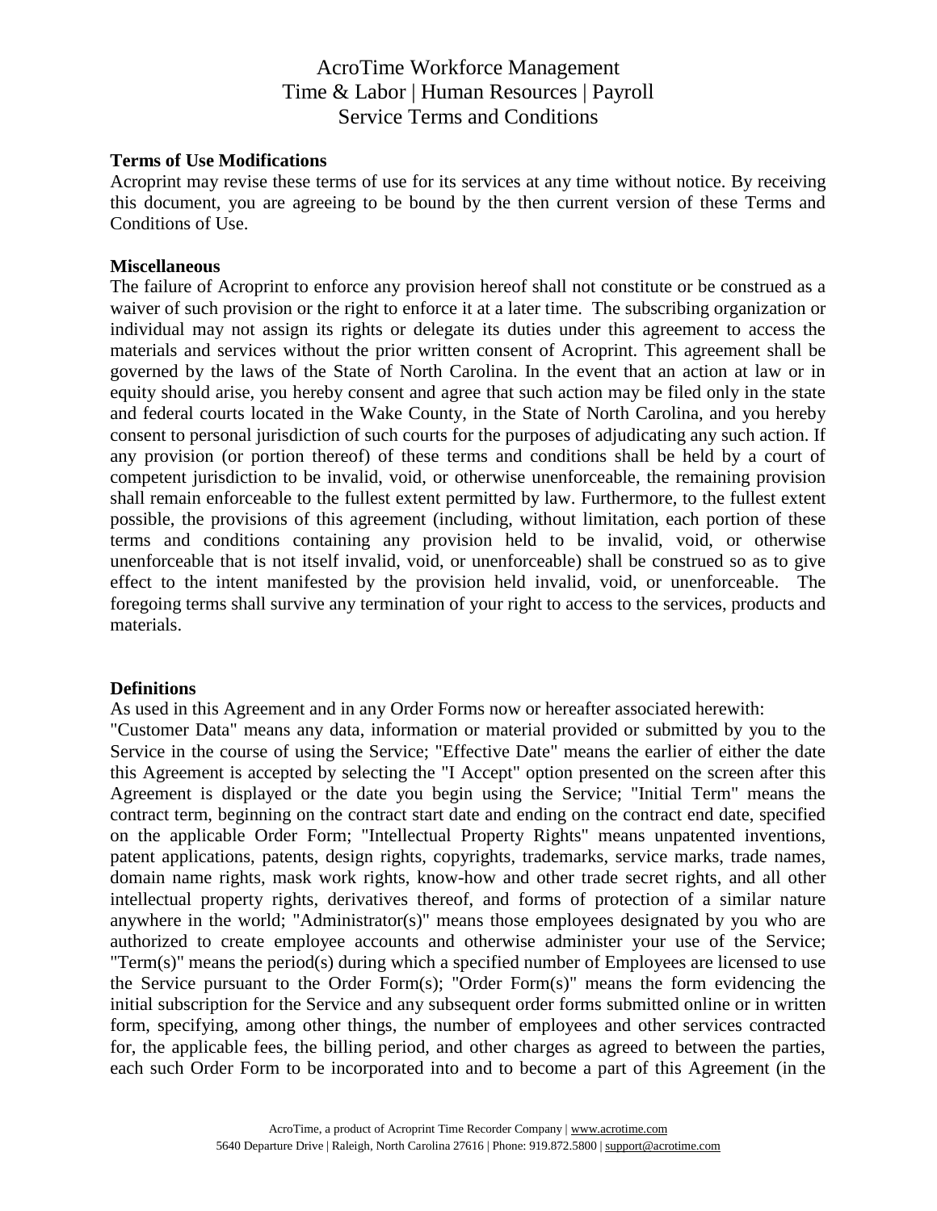AcroTime Workforce Management
Time & Labor | Human Resources | Payroll
Service Terms and Conditions

**Terms of Use Modifications**

Acroprint may revise these terms of use for its services at any time without notice. By receiving this document, you are agreeing to be bound by the then current version of these Terms and Conditions of Use.

**Miscellaneous**

The failure of Acroprint to enforce any provision hereof shall not constitute or be construed as a waiver of such provision or the right to enforce it at a later time. The subscribing organization or individual may not assign its rights or delegate its duties under this agreement to access the materials and services without the prior written consent of Acroprint. This agreement shall be governed by the laws of the State of North Carolina. In the event that an action at law or in equity should arise, you hereby consent and agree that such action may be filed only in the state and federal courts located in the Wake County, in the State of North Carolina, and you hereby consent to personal jurisdiction of such courts for the purposes of adjudicating any such action. If any provision (or portion thereof) of these terms and conditions shall be held by a court of competent jurisdiction to be invalid, void, or otherwise unenforceable, the remaining provision shall remain enforceable to the fullest extent permitted by law. Furthermore, to the fullest extent possible, the provisions of this agreement (including, without limitation, each portion of these terms and conditions containing any provision held to be invalid, void, or otherwise unenforceable that is not itself invalid, void, or unenforceable) shall be construed so as to give effect to the intent manifested by the provision held invalid, void, or unenforceable. The foregoing terms shall survive any termination of your right to access to the services, products and materials.

**Definitions**

As used in this Agreement and in any Order Forms now or hereafter associated herewith:
"Customer Data" means any data, information or material provided or submitted by you to the Service in the course of using the Service; "Effective Date" means the earlier of either the date this Agreement is accepted by selecting the "I Accept" option presented on the screen after this Agreement is displayed or the date you begin using the Service; "Initial Term" means the contract term, beginning on the contract start date and ending on the contract end date, specified on the applicable Order Form; "Intellectual Property Rights" means unpatented inventions, patent applications, patents, design rights, copyrights, trademarks, service marks, trade names, domain name rights, mask work rights, know-how and other trade secret rights, and all other intellectual property rights, derivatives thereof, and forms of protection of a similar nature anywhere in the world; "Administrator(s)" means those employees designated by you who are authorized to create employee accounts and otherwise administer your use of the Service; "Term(s)" means the period(s) during which a specified number of Employees are licensed to use the Service pursuant to the Order Form(s); "Order Form(s)" means the form evidencing the initial subscription for the Service and any subsequent order forms submitted online or in written form, specifying, among other things, the number of employees and other services contracted for, the applicable fees, the billing period, and other charges as agreed to between the parties, each such Order Form to be incorporated into and to become a part of this Agreement (in the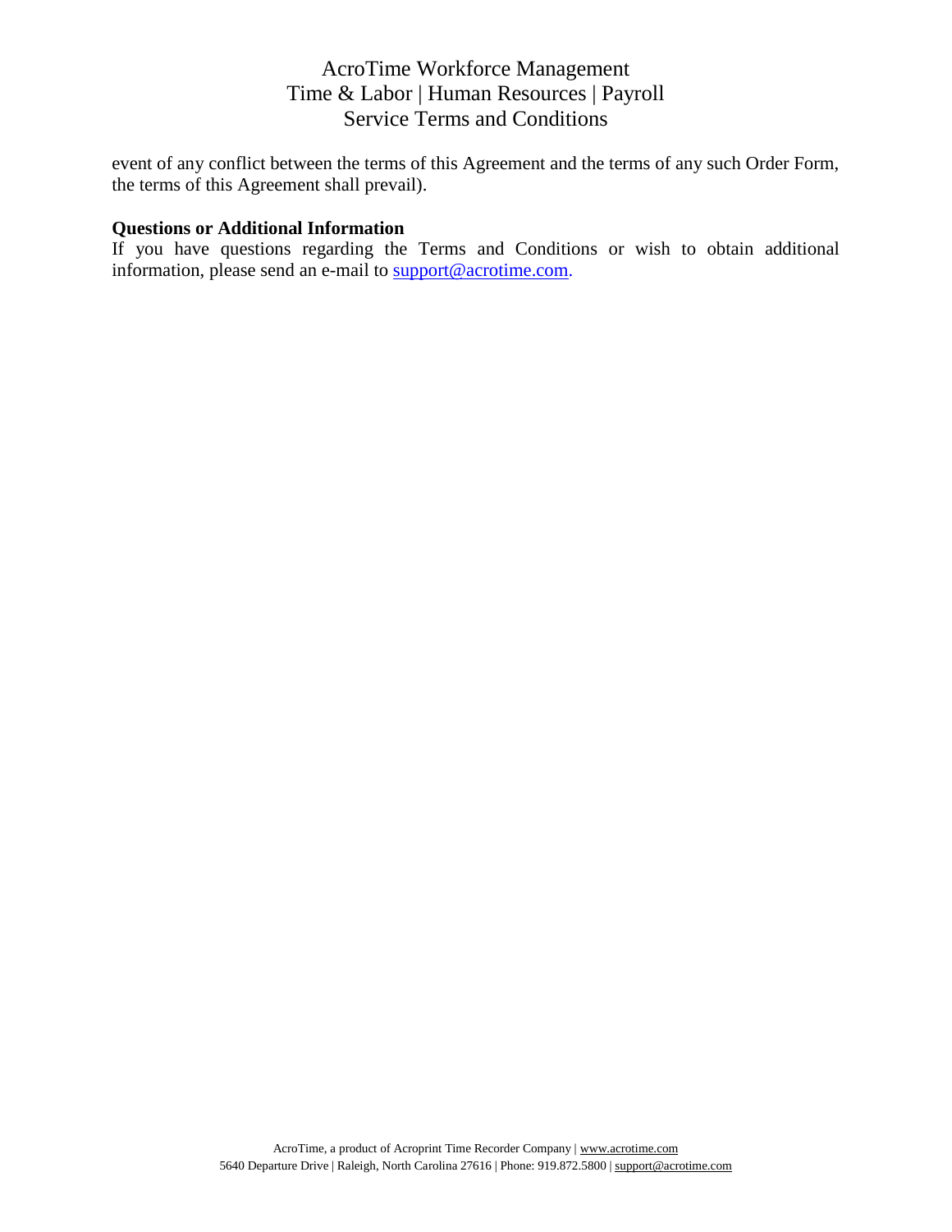event of any conflict between the terms of this Agreement and the terms of any such Order Form, the terms of this Agreement shall prevail).

**Questions or Additional Information**

If you have questions regarding the Terms and Conditions or wish to obtain additional information, please send an e-mail to support@acrotime.com.